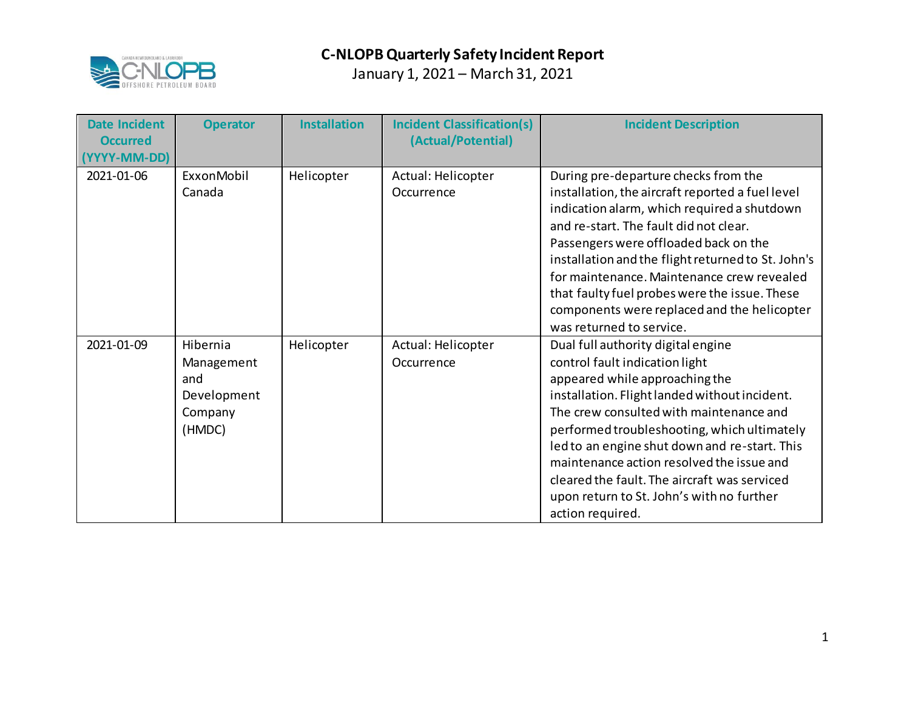# C-NLOPB Quarterly Safety Incident Report

January 1, 2021 – March 31, 2021

| Date Incident Occurred (YYYY-MM-DD) | Operator | Installation | Incident Classification(s) (Actual/Potential) | Incident Description |
|---|---|---|---|---|
| 2021-01-06 | ExxonMobil Canada | Helicopter | Actual: Helicopter Occurrence | During pre-departure checks from the installation, the aircraft reported a fuel level indication alarm, which required a shutdown and re-start. The fault did not clear. Passengers were offloaded back on the installation and the flight returned to St. John's for maintenance. Maintenance crew revealed that faulty fuel probes were the issue. These components were replaced and the helicopter was returned to service. |
| 2021-01-09 | Hibernia Management and Development Company (HMDC) | Helicopter | Actual: Helicopter Occurrence | Dual full authority digital engine control fault indication light appeared while approaching the installation. Flight landed without incident. The crew consulted with maintenance and performed troubleshooting, which ultimately led to an engine shut down and re-start. This maintenance action resolved the issue and cleared the fault. The aircraft was serviced upon return to St. John's with no further action required. |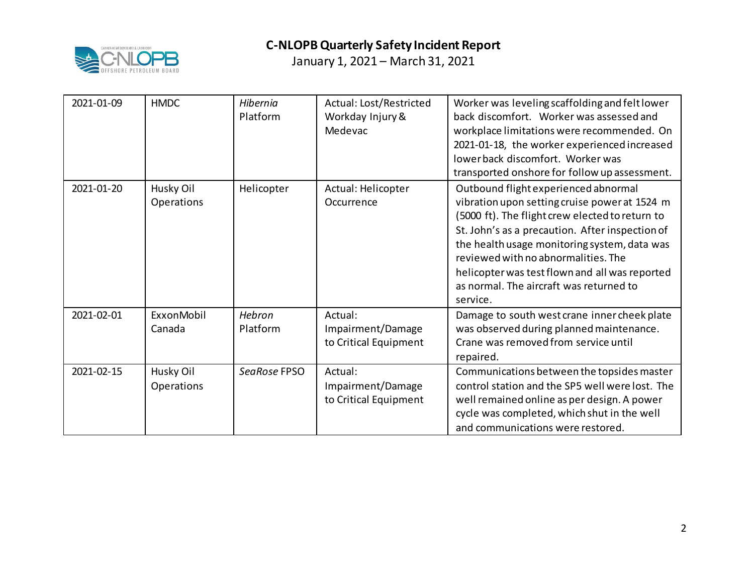# C-NLOPB Quarterly Safety Incident Report

January 1, 2021 – March 31, 2021

| | | | | |
|---|---|---|---|---|
| 2021-01-09 | HMDC | *Hibernia* Platform | Actual: Lost/Restricted Workday Injury & Medevac | Worker was leveling scaffolding and felt lower back discomfort. Worker was assessed and workplace limitations were recommended. On 2021-01-18, the worker experienced increased lower back discomfort. Worker was transported onshore for follow up assessment. |
| 2021-01-20 | Husky Oil Operations | Helicopter | Actual: Helicopter Occurrence | Outbound flight experienced abnormal vibration upon setting cruise power at 1524 m (5000 ft). The flight crew elected to return to St. John's as a precaution. After inspection of the health usage monitoring system, data was reviewed with no abnormalities. The helicopter was test flown and all was reported as normal. The aircraft was returned to service. |
| 2021-02-01 | ExxonMobil Canada | *Hebron* Platform | Actual: Impairment/Damage to Critical Equipment | Damage to south west crane inner cheek plate was observed during planned maintenance. Crane was removed from service until repaired. |
| 2021-02-15 | Husky Oil Operations | *SeaRose* FPSO | Actual: Impairment/Damage to Critical Equipment | Communications between the topsides master control station and the SP5 well were lost. The well remained online as per design. A power cycle was completed, which shut in the well and communications were restored. |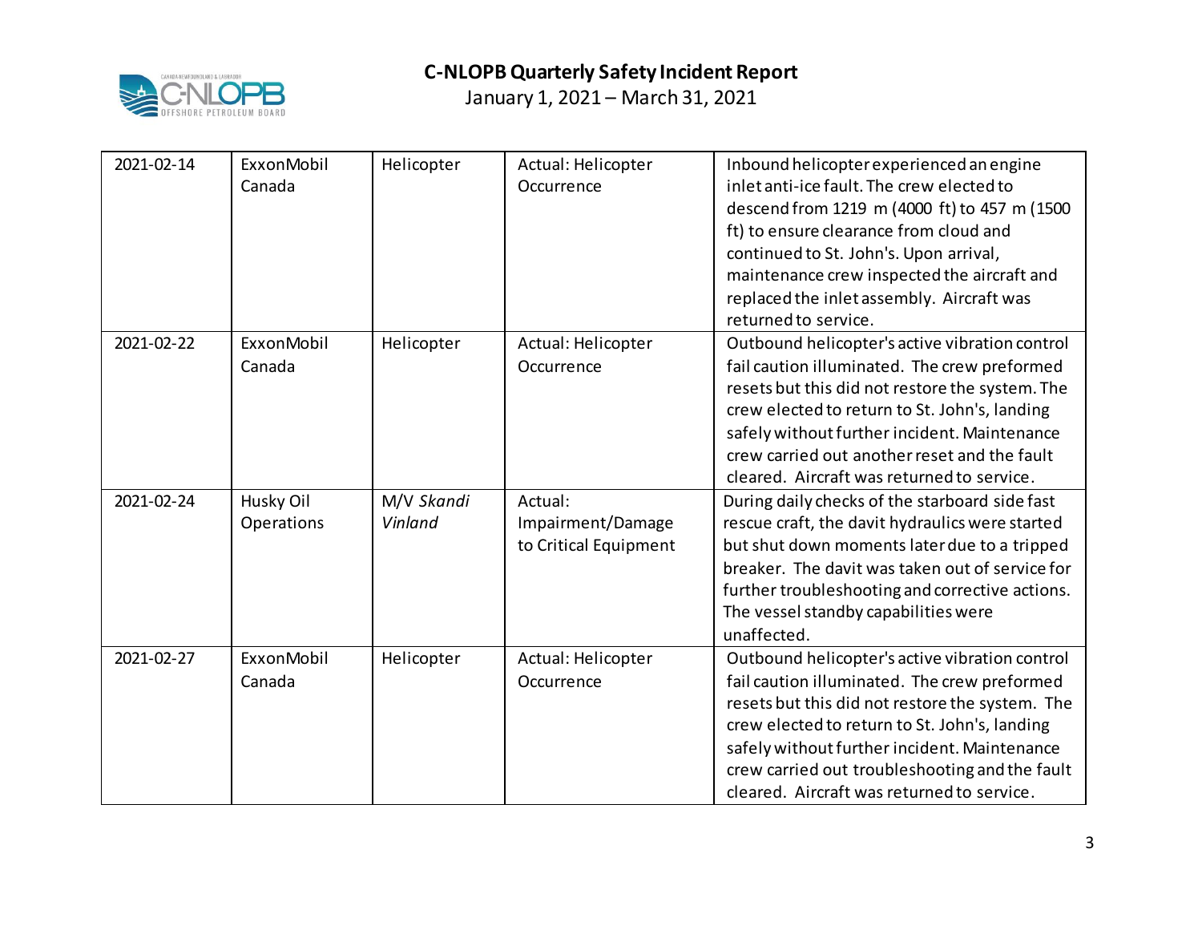# C-NLOPB Quarterly Safety Incident Report

January 1, 2021 – March 31, 2021

| | | | | |
|---|---|---|---|---|
| 2021-02-14 | ExxonMobil Canada | Helicopter | Actual: Helicopter Occurrence | Inbound helicopter experienced an engine inlet anti-ice fault. The crew elected to descend from 1219 m (4000 ft) to 457 m (1500 ft) to ensure clearance from cloud and continued to St. John's. Upon arrival, maintenance crew inspected the aircraft and replaced the inlet assembly. Aircraft was returned to service. |
| 2021-02-22 | ExxonMobil Canada | Helicopter | Actual: Helicopter Occurrence | Outbound helicopter's active vibration control fail caution illuminated. The crew preformed resets but this did not restore the system. The crew elected to return to St. John's, landing safely without further incident. Maintenance crew carried out another reset and the fault cleared. Aircraft was returned to service. |
| 2021-02-24 | Husky Oil Operations | M/V *Skandi Vinland* | Actual: Impairment/Damage to Critical Equipment | During daily checks of the starboard side fast rescue craft, the davit hydraulics were started but shut down moments later due to a tripped breaker. The davit was taken out of service for further troubleshooting and corrective actions. The vessel standby capabilities were unaffected. |
| 2021-02-27 | ExxonMobil Canada | Helicopter | Actual: Helicopter Occurrence | Outbound helicopter's active vibration control fail caution illuminated. The crew preformed resets but this did not restore the system. The crew elected to return to St. John's, landing safely without further incident. Maintenance crew carried out troubleshooting and the fault cleared. Aircraft was returned to service. |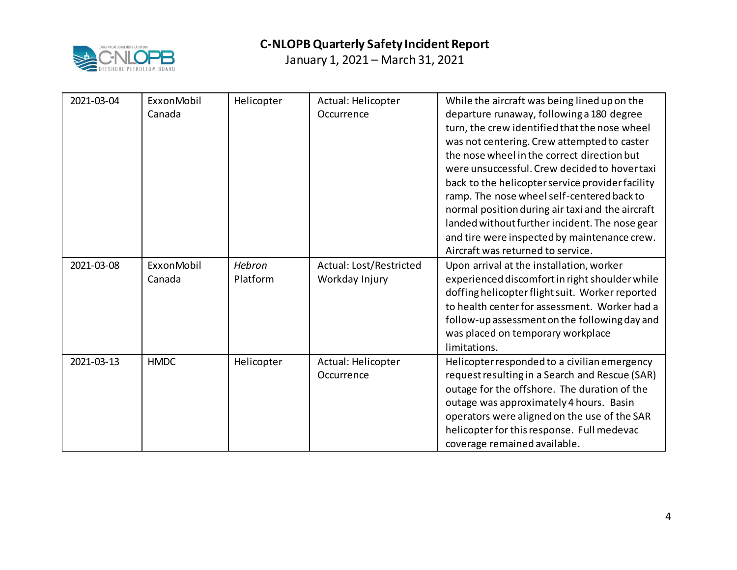| | | | | |
|---|---|---|---|---|
| 2021-03-04 | ExxonMobil Canada | Helicopter | Actual: Helicopter Occurrence | While the aircraft was being lined up on the departure runaway, following a 180 degree turn, the crew identified that the nose wheel was not centering. Crew attempted to caster the nose wheel in the correct direction but were unsuccessful. Crew decided to hover taxi back to the helicopter service provider facility ramp. The nose wheel self-centered back to normal position during air taxi and the aircraft landed without further incident. The nose gear and tire were inspected by maintenance crew. Aircraft was returned to service. |
| 2021-03-08 | ExxonMobil Canada | *Hebron* Platform | Actual: Lost/Restricted Workday Injury | Upon arrival at the installation, worker experienced discomfort in right shoulder while doffing helicopter flight suit. Worker reported to health center for assessment. Worker had a follow-up assessment on the following day and was placed on temporary workplace limitations. |
| 2021-03-13 | HMDC | Helicopter | Actual: Helicopter Occurrence | Helicopter responded to a civilian emergency request resulting in a Search and Rescue (SAR) outage for the offshore. The duration of the outage was approximately 4 hours. Basin operators were aligned on the use of the SAR helicopter for this response. Full medevac coverage remained available. |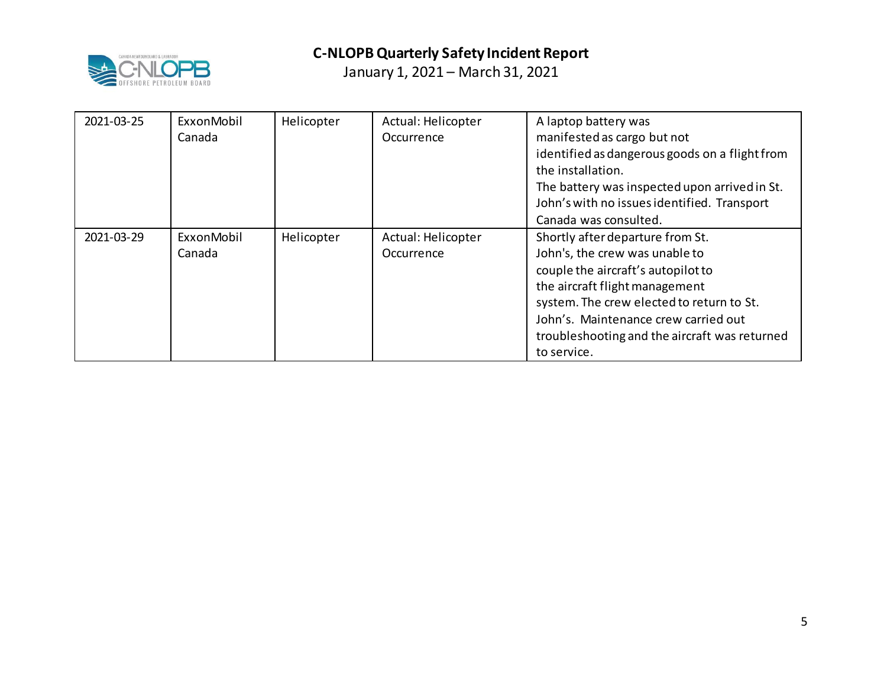| | | | | |
|---|---|---|---|---|
| 2021-03-25 | ExxonMobil Canada | Helicopter | Actual: Helicopter Occurrence | A laptop battery was manifested as cargo but not identified as dangerous goods on a flight from the installation. The battery was inspected upon arrived in St. John's with no issues identified. Transport Canada was consulted. |
| 2021-03-29 | ExxonMobil Canada | Helicopter | Actual: Helicopter Occurrence | Shortly after departure from St. John's, the crew was unable to couple the aircraft's autopilot to the aircraft flight management system. The crew elected to return to St. John's. Maintenance crew carried out troubleshooting and the aircraft was returned to service. |